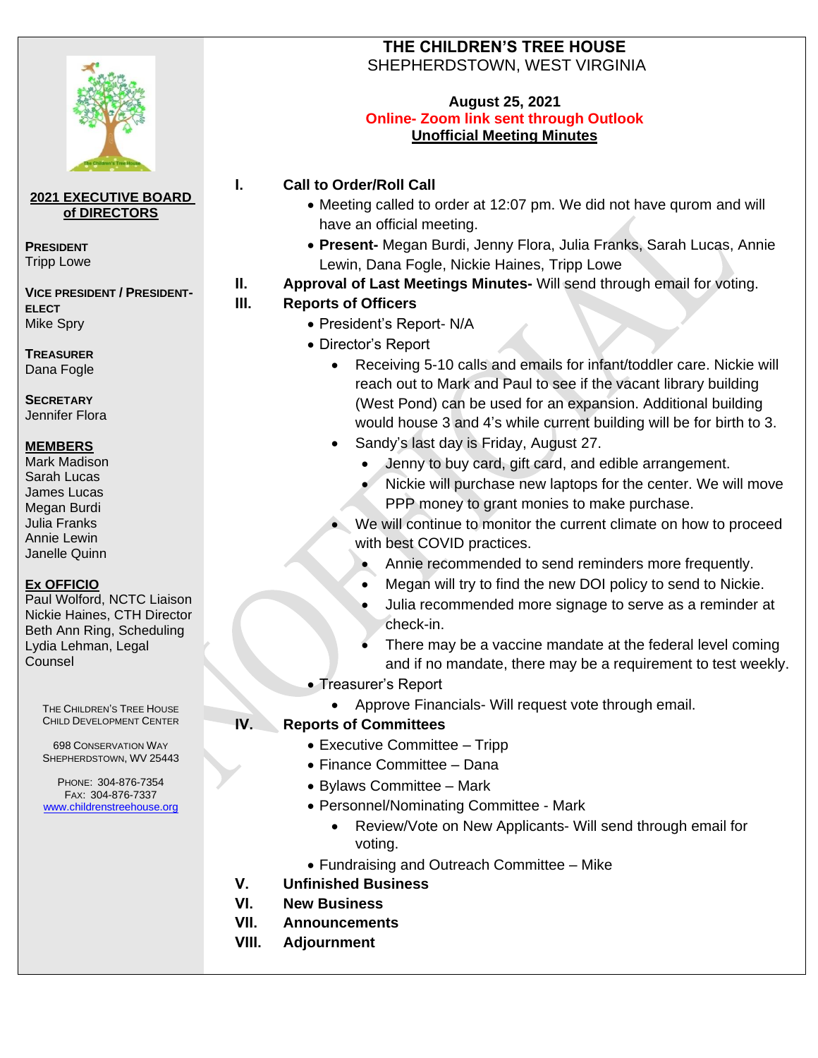# THE CHILDREN'S TREE HOUSE

SHEPHERDSTOWN, WEST VIRGINIA

**August 25, 2021**

**Online- Zoom link sent through Outlook**

**Unofficial Meeting Minutes**

**2021 EXECUTIVE BOARD of DIRECTORS**

**PRESIDENT**
Tripp Lowe

**VICE PRESIDENT / PRESIDENT-ELECT**
Mike Spry

**TREASURER**
Dana Fogle

**SECRETARY**
Jennifer Flora

**MEMBERS**
Mark Madison
Sarah Lucas
James Lucas
Megan Burdi
Julia Franks
Annie Lewin
Janelle Quinn

**Ex OFFICIO**
Paul Wolford, NCTC Liaison
Nickie Haines, CTH Director
Beth Ann Ring, Scheduling
Lydia Lehman, Legal Counsel

THE CHILDREN'S TREE HOUSE CHILD DEVELOPMENT CENTER

698 CONSERVATION WAY
SHEPHERDSTOWN, WV 25443

PHONE: 304-876-7354
FAX: 304-876-7337
www.childrenstreehouse.org

**I. Call to Order/Roll Call**

- Meeting called to order at 12:07 pm. We did not have qurom and will have an official meeting.
- **Present-** Megan Burdi, Jenny Flora, Julia Franks, Sarah Lucas, Annie Lewin, Dana Fogle, Nickie Haines, Tripp Lowe

**II. Approval of Last Meetings Minutes-** Will send through email for voting.

**III. Reports of Officers**

- President's Report- N/A
- Director's Report
  - Receiving 5-10 calls and emails for infant/toddler care. Nickie will reach out to Mark and Paul to see if the vacant library building (West Pond) can be used for an expansion. Additional building would house 3 and 4's while current building will be for birth to 3.
  - Sandy's last day is Friday, August 27.
    - Jenny to buy card, gift card, and edible arrangement.
    - Nickie will purchase new laptops for the center. We will move PPP money to grant monies to make purchase.
  - We will continue to monitor the current climate on how to proceed with best COVID practices.
    - Annie recommended to send reminders more frequently.
    - Megan will try to find the new DOI policy to send to Nickie.
    - Julia recommended more signage to serve as a reminder at check-in.
    - There may be a vaccine mandate at the federal level coming and if no mandate, there may be a requirement to test weekly.
- Treasurer's Report
  - Approve Financials- Will request vote through email.

**IV. Reports of Committees**

- Executive Committee – Tripp
- Finance Committee – Dana
- Bylaws Committee – Mark
- Personnel/Nominating Committee - Mark
  - Review/Vote on New Applicants- Will send through email for voting.
- Fundraising and Outreach Committee – Mike

**V. Unfinished Business**

**VI. New Business**

**VII. Announcements**

**VIII. Adjournment**